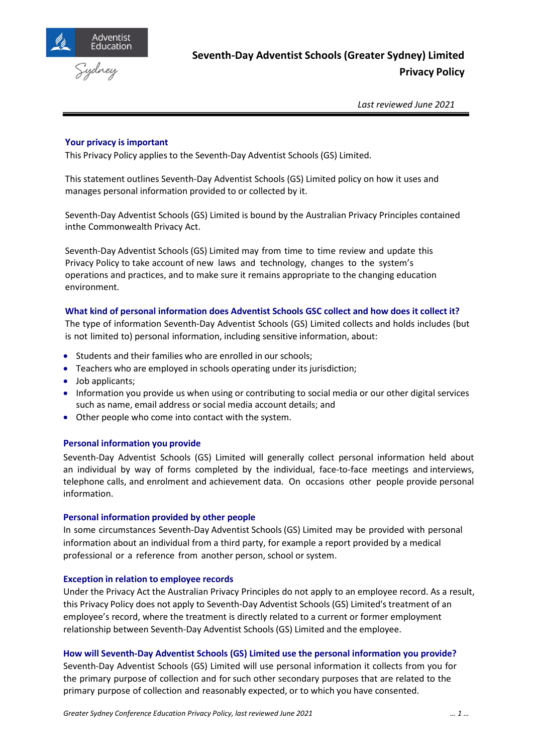# Seventh-Day Adventist Schools (Greater Sydney) Limited
# Privacy Policy

*Last reviewed June 2021*

## Your privacy is important

This Privacy Policy applies to the Seventh-Day Adventist Schools (GS) Limited.

This statement outlines Seventh-Day Adventist Schools (GS) Limited policy on how it uses and manages personal information provided to or collected by it.

Seventh-Day Adventist Schools (GS) Limited is bound by the Australian Privacy Principles contained inthe Commonwealth Privacy Act.

Seventh-Day Adventist Schools (GS) Limited may from time to time review and update this Privacy Policy to take account of new laws and technology, changes to the system's operations and practices, and to make sure it remains appropriate to the changing education environment.

## What kind of personal information does Adventist Schools GSC collect and how does it collect it?

The type of information Seventh-Day Adventist Schools (GS) Limited collects and holds includes (but is not limited to) personal information, including sensitive information, about:

- Students and their families who are enrolled in our schools;
- Teachers who are employed in schools operating under its jurisdiction;
- Job applicants;
- Information you provide us when using or contributing to social media or our other digital services such as name, email address or social media account details; and
- Other people who come into contact with the system.

## Personal information you provide

Seventh-Day Adventist Schools (GS) Limited will generally collect personal information held about an individual by way of forms completed by the individual, face-to-face meetings and interviews, telephone calls, and enrolment and achievement data. On occasions other people provide personal information.

## Personal information provided by other people

In some circumstances Seventh-Day Adventist Schools (GS) Limited may be provided with personal information about an individual from a third party, for example a report provided by a medical professional or a reference from another person, school or system.

## Exception in relation to employee records

Under the Privacy Act the Australian Privacy Principles do not apply to an employee record. As a result, this Privacy Policy does not apply to Seventh-Day Adventist Schools (GS) Limited's treatment of an employee's record, where the treatment is directly related to a current or former employment relationship between Seventh-Day Adventist Schools (GS) Limited and the employee.

## How will Seventh-Day Adventist Schools (GS) Limited use the personal information you provide?

Seventh-Day Adventist Schools (GS) Limited will use personal information it collects from you for the primary purpose of collection and for such other secondary purposes that are related to the primary purpose of collection and reasonably expected, or to which you have consented.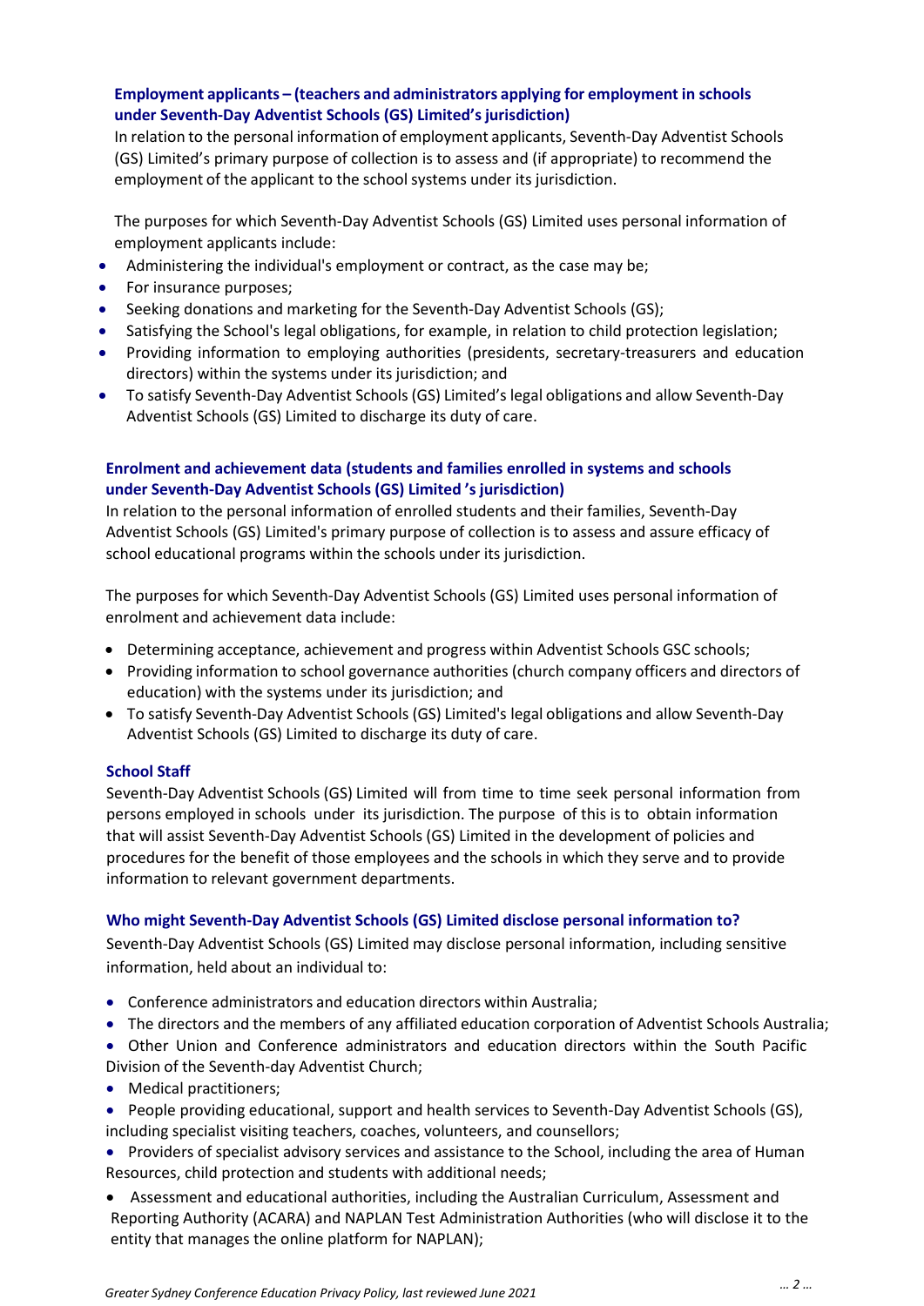### Employment applicants – (teachers and administrators applying for employment in schools under Seventh-Day Adventist Schools (GS) Limited's jurisdiction)

In relation to the personal information of employment applicants, Seventh-Day Adventist Schools (GS) Limited's primary purpose of collection is to assess and (if appropriate) to recommend the employment of the applicant to the school systems under its jurisdiction.

The purposes for which Seventh-Day Adventist Schools (GS) Limited uses personal information of employment applicants include:

- Administering the individual's employment or contract, as the case may be;
- For insurance purposes;
- Seeking donations and marketing for the Seventh-Day Adventist Schools (GS);
- Satisfying the School's legal obligations, for example, in relation to child protection legislation;
- Providing information to employing authorities (presidents, secretary-treasurers and education directors) within the systems under its jurisdiction; and
- To satisfy Seventh-Day Adventist Schools (GS) Limited's legal obligations and allow Seventh-Day Adventist Schools (GS) Limited to discharge its duty of care.

### Enrolment and achievement data (students and families enrolled in systems and schools under Seventh-Day Adventist Schools (GS) Limited 's jurisdiction)

In relation to the personal information of enrolled students and their families, Seventh-Day Adventist Schools (GS) Limited's primary purpose of collection is to assess and assure efficacy of school educational programs within the schools under its jurisdiction.

The purposes for which Seventh-Day Adventist Schools (GS) Limited uses personal information of enrolment and achievement data include:

- Determining acceptance, achievement and progress within Adventist Schools GSC schools;
- Providing information to school governance authorities (church company officers and directors of education) with the systems under its jurisdiction; and
- To satisfy Seventh-Day Adventist Schools (GS) Limited's legal obligations and allow Seventh-Day Adventist Schools (GS) Limited to discharge its duty of care.

### School Staff

Seventh-Day Adventist Schools (GS) Limited will from time to time seek personal information from persons employed in schools under its jurisdiction. The purpose of this is to obtain information that will assist Seventh-Day Adventist Schools (GS) Limited in the development of policies and procedures for the benefit of those employees and the schools in which they serve and to provide information to relevant government departments.

### Who might Seventh-Day Adventist Schools (GS) Limited disclose personal information to?

Seventh-Day Adventist Schools (GS) Limited may disclose personal information, including sensitive information, held about an individual to:

- Conference administrators and education directors within Australia;
- The directors and the members of any affiliated education corporation of Adventist Schools Australia;
- Other Union and Conference administrators and education directors within the South Pacific Division of the Seventh-day Adventist Church;
- Medical practitioners;
- People providing educational, support and health services to Seventh-Day Adventist Schools (GS), including specialist visiting teachers, coaches, volunteers, and counsellors;
- Providers of specialist advisory services and assistance to the School, including the area of Human Resources, child protection and students with additional needs;
- Assessment and educational authorities, including the Australian Curriculum, Assessment and Reporting Authority (ACARA) and NAPLAN Test Administration Authorities (who will disclose it to the entity that manages the online platform for NAPLAN);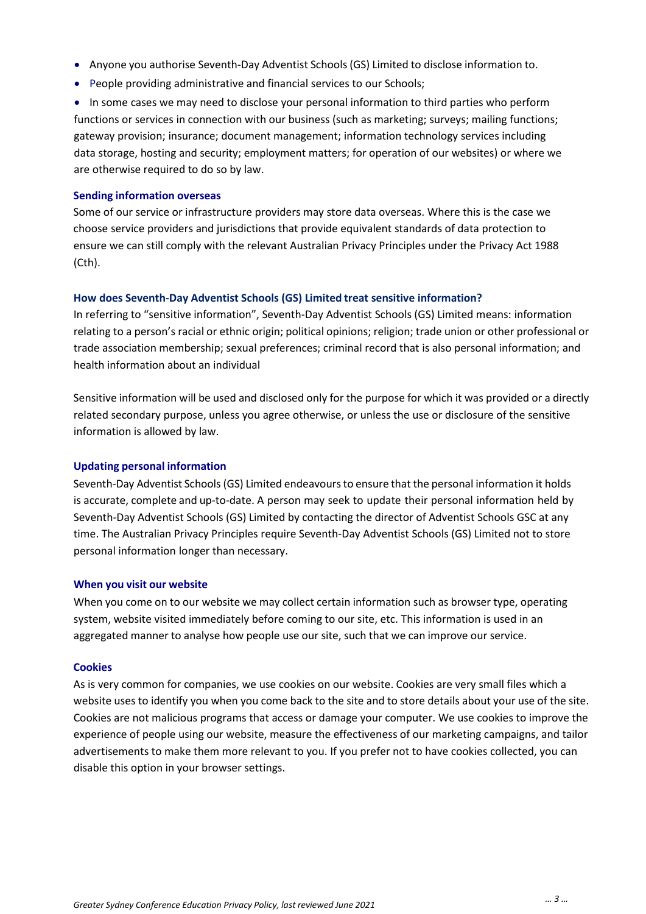- Anyone you authorise Seventh-Day Adventist Schools (GS) Limited to disclose information to.
- People providing administrative and financial services to our Schools;
- In some cases we may need to disclose your personal information to third parties who perform functions or services in connection with our business (such as marketing; surveys; mailing functions; gateway provision; insurance; document management; information technology services including data storage, hosting and security; employment matters; for operation of our websites) or where we are otherwise required to do so by law.

### Sending information overseas

Some of our service or infrastructure providers may store data overseas. Where this is the case we choose service providers and jurisdictions that provide equivalent standards of data protection to ensure we can still comply with the relevant Australian Privacy Principles under the Privacy Act 1988 (Cth).

### How does Seventh-Day Adventist Schools (GS) Limited treat sensitive information?

In referring to "sensitive information", Seventh-Day Adventist Schools (GS) Limited means: information relating to a person's racial or ethnic origin; political opinions; religion; trade union or other professional or trade association membership; sexual preferences; criminal record that is also personal information; and health information about an individual

Sensitive information will be used and disclosed only for the purpose for which it was provided or a directly related secondary purpose, unless you agree otherwise, or unless the use or disclosure of the sensitive information is allowed by law.

### Updating personal information

Seventh-Day Adventist Schools (GS) Limited endeavours to ensure that the personal information it holds is accurate, complete and up-to-date. A person may seek to update their personal information held by Seventh-Day Adventist Schools (GS) Limited by contacting the director of Adventist Schools GSC at any time. The Australian Privacy Principles require Seventh-Day Adventist Schools (GS) Limited not to store personal information longer than necessary.

### When you visit our website

When you come on to our website we may collect certain information such as browser type, operating system, website visited immediately before coming to our site, etc. This information is used in an aggregated manner to analyse how people use our site, such that we can improve our service.

### Cookies

As is very common for companies, we use cookies on our website. Cookies are very small files which a website uses to identify you when you come back to the site and to store details about your use of the site. Cookies are not malicious programs that access or damage your computer. We use cookies to improve the experience of people using our website, measure the effectiveness of our marketing campaigns, and tailor advertisements to make them more relevant to you. If you prefer not to have cookies collected, you can disable this option in your browser settings.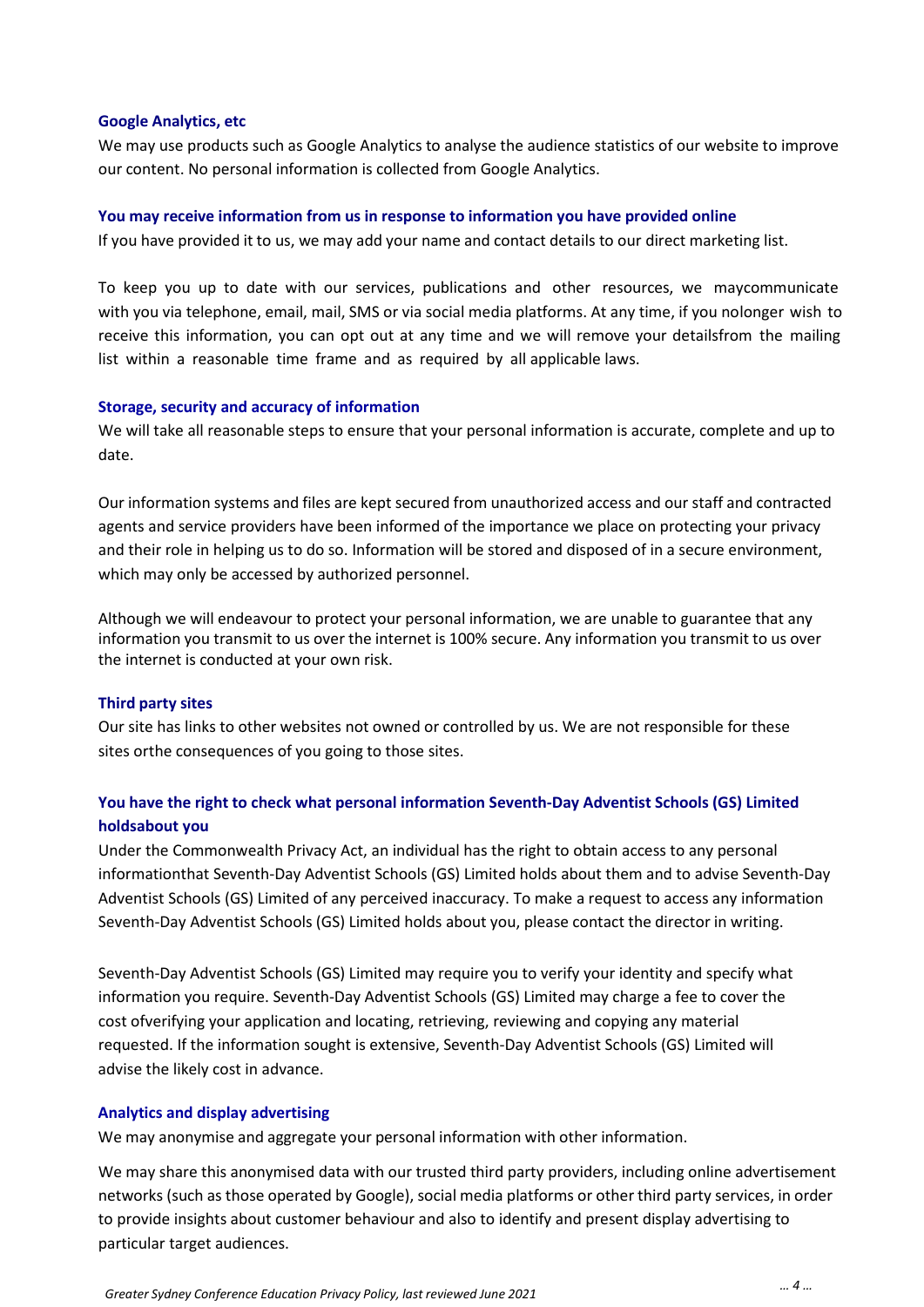### Google Analytics, etc

We may use products such as Google Analytics to analyse the audience statistics of our website to improve our content. No personal information is collected from Google Analytics.

### You may receive information from us in response to information you have provided online

If you have provided it to us, we may add your name and contact details to our direct marketing list.

To keep you up to date with our services, publications and other resources, we maycommunicate with you via telephone, email, mail, SMS or via social media platforms. At any time, if you nolonger wish to receive this information, you can opt out at any time and we will remove your detailsfrom the mailing list within a reasonable time frame and as required by all applicable laws.

### Storage, security and accuracy of information

We will take all reasonable steps to ensure that your personal information is accurate, complete and up to date.

Our information systems and files are kept secured from unauthorized access and our staff and contracted agents and service providers have been informed of the importance we place on protecting your privacy and their role in helping us to do so. Information will be stored and disposed of in a secure environment, which may only be accessed by authorized personnel.

Although we will endeavour to protect your personal information, we are unable to guarantee that any information you transmit to us over the internet is 100% secure. Any information you transmit to us over the internet is conducted at your own risk.

### Third party sites

Our site has links to other websites not owned or controlled by us. We are not responsible for these sites orthe consequences of you going to those sites.

### You have the right to check what personal information Seventh-Day Adventist Schools (GS) Limited holdsabout you

Under the Commonwealth Privacy Act, an individual has the right to obtain access to any personal informationthat Seventh-Day Adventist Schools (GS) Limited holds about them and to advise Seventh-Day Adventist Schools (GS) Limited of any perceived inaccuracy. To make a request to access any information Seventh-Day Adventist Schools (GS) Limited holds about you, please contact the director in writing.

Seventh-Day Adventist Schools (GS) Limited may require you to verify your identity and specify what information you require. Seventh-Day Adventist Schools (GS) Limited may charge a fee to cover the cost ofverifying your application and locating, retrieving, reviewing and copying any material requested. If the information sought is extensive, Seventh-Day Adventist Schools (GS) Limited will advise the likely cost in advance.

### Analytics and display advertising

We may anonymise and aggregate your personal information with other information.

We may share this anonymised data with our trusted third party providers, including online advertisement networks (such as those operated by Google), social media platforms or other third party services, in order to provide insights about customer behaviour and also to identify and present display advertising to particular target audiences.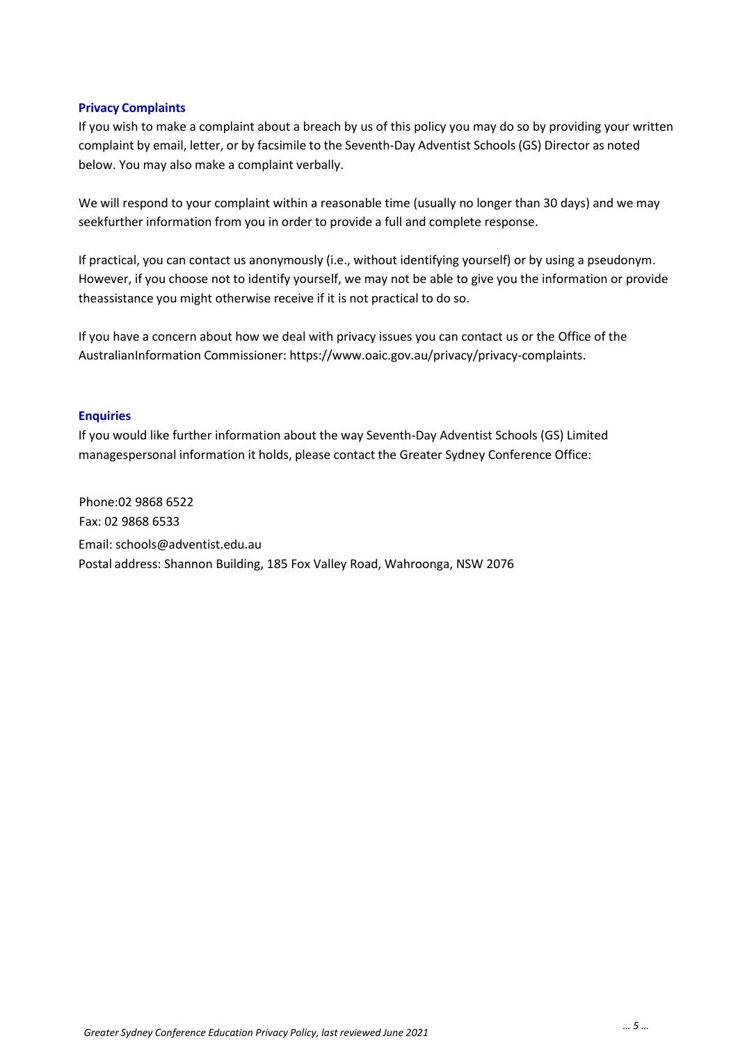## Privacy Complaints

If you wish to make a complaint about a breach by us of this policy you may do so by providing your written complaint by email, letter, or by facsimile to the Seventh-Day Adventist Schools (GS) Director as noted below. You may also make a complaint verbally.

We will respond to your complaint within a reasonable time (usually no longer than 30 days) and we may seekfurther information from you in order to provide a full and complete response.

If practical, you can contact us anonymously (i.e., without identifying yourself) or by using a pseudonym. However, if you choose not to identify yourself, we may not be able to give you the information or provide theassistance you might otherwise receive if it is not practical to do so.

If you have a concern about how we deal with privacy issues you can contact us or the Office of the AustralianInformation Commissioner: https://www.oaic.gov.au/privacy/privacy-complaints.

## Enquiries

If you would like further information about the way Seventh-Day Adventist Schools (GS) Limited managespersonal information it holds, please contact the Greater Sydney Conference Office:

Phone:02 9868 6522
Fax: 02 9868 6533
Email: schools@adventist.edu.au
Postal address: Shannon Building, 185 Fox Valley Road, Wahroonga, NSW 2076